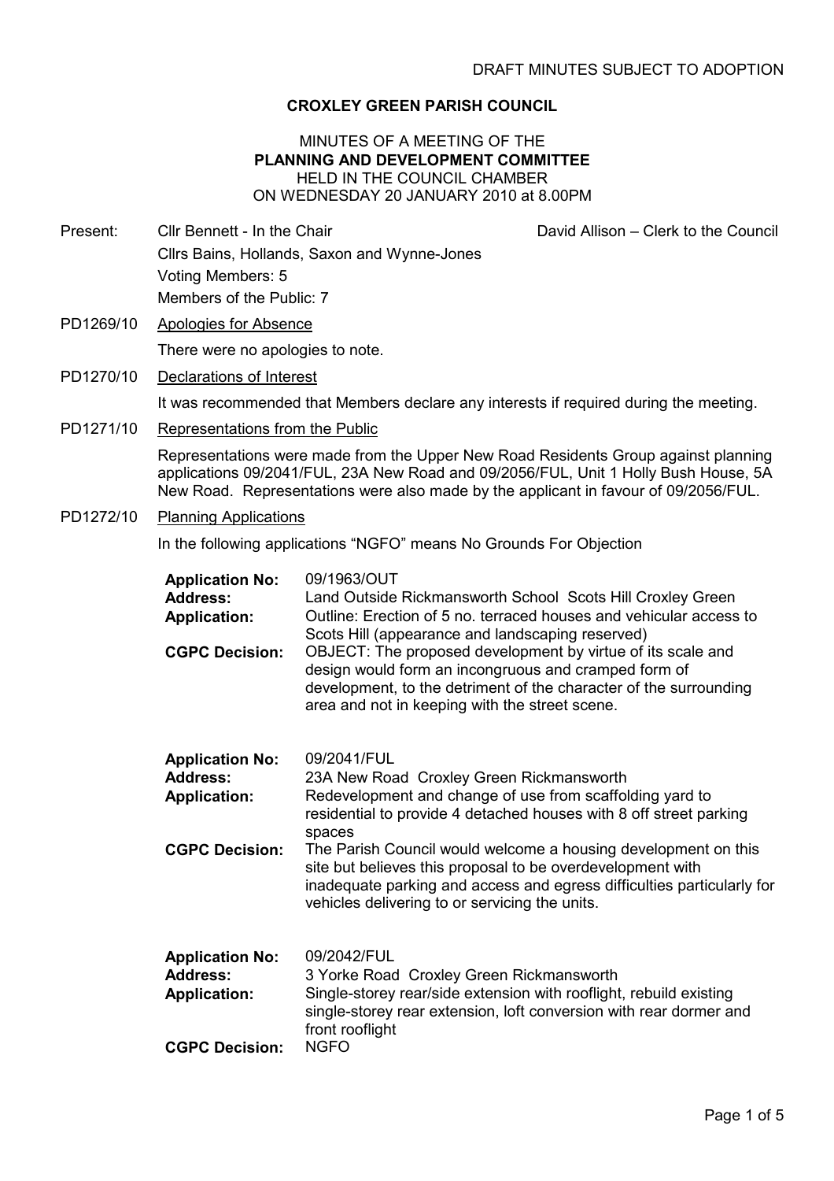DRAFT MINUTES SUBJECT TO ADOPTION

# CROXLEY GREEN PARISH COUNCIL

## MINUTES OF A MEETING OF THE PLANNING AND DEVELOPMENT COMMITTEE HELD IN THE COUNCIL CHAMBER ON WEDNESDAY 20 JANUARY 2010 at 8.00PM

Present: Cllr Bennett - In the Chair — David Allison – Clerk to the Council

Cllrs Bains, Hollands, Saxon and Wynne-Jones

Voting Members: 5

Members of the Public: 7

**PD1269/10 Apologies for Absence**

There were no apologies to note.

**PD1270/10 Declarations of Interest**

It was recommended that Members declare any interests if required during the meeting.

**PD1271/10 Representations from the Public**

Representations were made from the Upper New Road Residents Group against planning applications 09/2041/FUL, 23A New Road and 09/2056/FUL, Unit 1 Holly Bush House, 5A New Road. Representations were also made by the applicant in favour of 09/2056/FUL.

**PD1272/10 Planning Applications**

In the following applications "NGFO" means No Grounds For Objection

**Application No:** 09/1963/OUT
**Address:** Land Outside Rickmansworth School Scots Hill Croxley Green
**Application:** Outline: Erection of 5 no. terraced houses and vehicular access to Scots Hill (appearance and landscaping reserved)
**CGPC Decision:** OBJECT: The proposed development by virtue of its scale and design would form an incongruous and cramped form of development, to the detriment of the character of the surrounding area and not in keeping with the street scene.

**Application No:** 09/2041/FUL
**Address:** 23A New Road Croxley Green Rickmansworth
**Application:** Redevelopment and change of use from scaffolding yard to residential to provide 4 detached houses with 8 off street parking spaces
**CGPC Decision:** The Parish Council would welcome a housing development on this site but believes this proposal to be overdevelopment with inadequate parking and access and egress difficulties particularly for vehicles delivering to or servicing the units.

**Application No:** 09/2042/FUL
**Address:** 3 Yorke Road Croxley Green Rickmansworth
**Application:** Single-storey rear/side extension with rooflight, rebuild existing single-storey rear extension, loft conversion with rear dormer and front rooflight
**CGPC Decision:** NGFO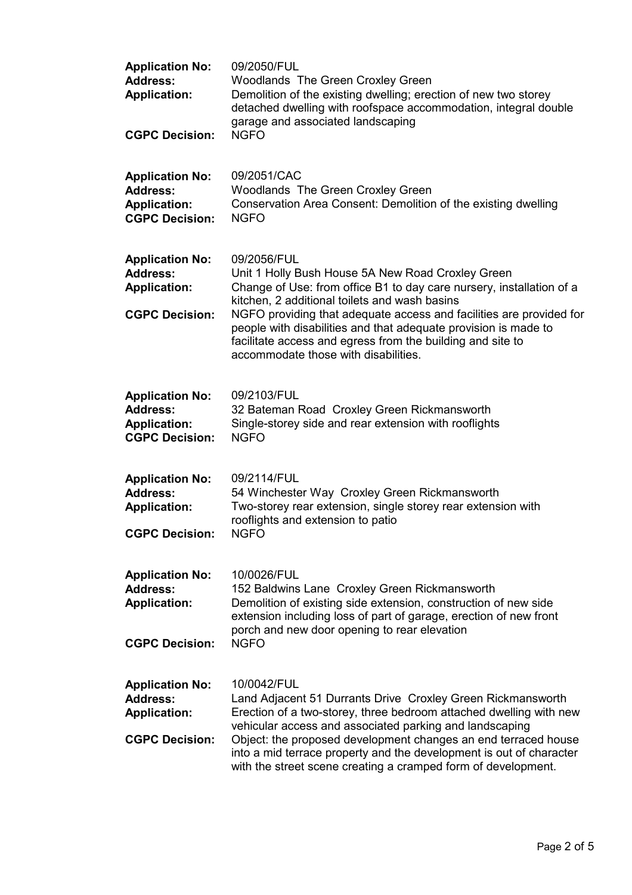**Application No:** 09/2050/FUL
**Address:** Woodlands The Green Croxley Green
**Application:** Demolition of the existing dwelling; erection of new two storey detached dwelling with roofspace accommodation, integral double garage and associated landscaping
**CGPC Decision:** NGFO

**Application No:** 09/2051/CAC
**Address:** Woodlands The Green Croxley Green
**Application:** Conservation Area Consent: Demolition of the existing dwelling
**CGPC Decision:** NGFO

**Application No:** 09/2056/FUL
**Address:** Unit 1 Holly Bush House 5A New Road Croxley Green
**Application:** Change of Use: from office B1 to day care nursery, installation of a kitchen, 2 additional toilets and wash basins
**CGPC Decision:** NGFO providing that adequate access and facilities are provided for people with disabilities and that adequate provision is made to facilitate access and egress from the building and site to accommodate those with disabilities.

**Application No:** 09/2103/FUL
**Address:** 32 Bateman Road Croxley Green Rickmansworth
**Application:** Single-storey side and rear extension with rooflights
**CGPC Decision:** NGFO

**Application No:** 09/2114/FUL
**Address:** 54 Winchester Way Croxley Green Rickmansworth
**Application:** Two-storey rear extension, single storey rear extension with rooflights and extension to patio
**CGPC Decision:** NGFO

**Application No:** 10/0026/FUL
**Address:** 152 Baldwins Lane Croxley Green Rickmansworth
**Application:** Demolition of existing side extension, construction of new side extension including loss of part of garage, erection of new front porch and new door opening to rear elevation
**CGPC Decision:** NGFO

**Application No:** 10/0042/FUL
**Address:** Land Adjacent 51 Durrants Drive Croxley Green Rickmansworth
**Application:** Erection of a two-storey, three bedroom attached dwelling with new vehicular access and associated parking and landscaping
**CGPC Decision:** Object: the proposed development changes an end terraced house into a mid terrace property and the development is out of character with the street scene creating a cramped form of development.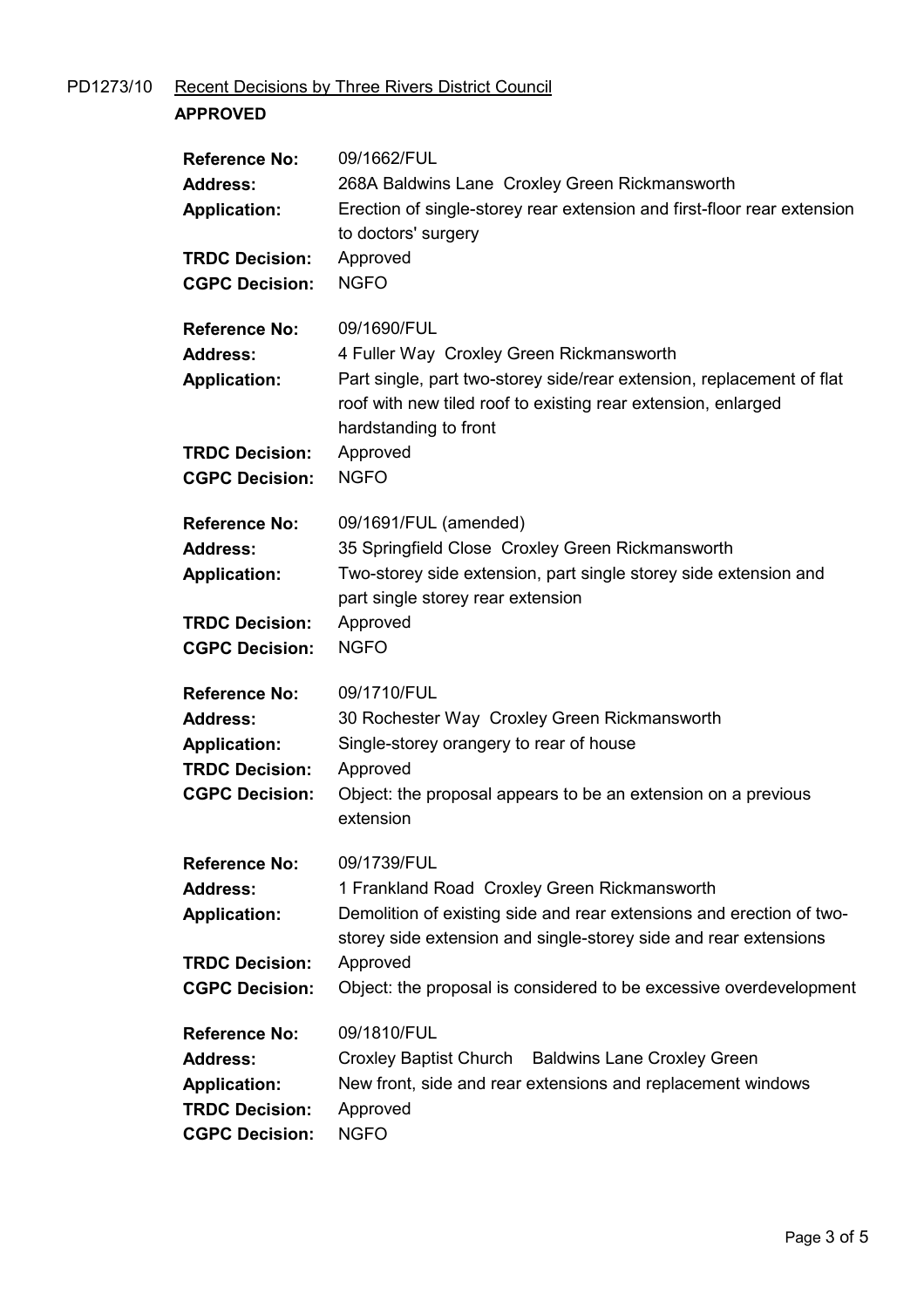PD1273/10 <u>Recent Decisions by Three Rivers District Council</u>

**APPROVED**

| | |
|---|---|
| **Reference No:** | 09/1662/FUL |
| **Address:** | 268A Baldwins Lane Croxley Green Rickmansworth |
| **Application:** | Erection of single-storey rear extension and first-floor rear extension to doctors' surgery |
| **TRDC Decision:** | Approved |
| **CGPC Decision:** | NGFO |

| | |
|---|---|
| **Reference No:** | 09/1690/FUL |
| **Address:** | 4 Fuller Way Croxley Green Rickmansworth |
| **Application:** | Part single, part two-storey side/rear extension, replacement of flat roof with new tiled roof to existing rear extension, enlarged hardstanding to front |
| **TRDC Decision:** | Approved |
| **CGPC Decision:** | NGFO |

| | |
|---|---|
| **Reference No:** | 09/1691/FUL (amended) |
| **Address:** | 35 Springfield Close Croxley Green Rickmansworth |
| **Application:** | Two-storey side extension, part single storey side extension and part single storey rear extension |
| **TRDC Decision:** | Approved |
| **CGPC Decision:** | NGFO |

| | |
|---|---|
| **Reference No:** | 09/1710/FUL |
| **Address:** | 30 Rochester Way Croxley Green Rickmansworth |
| **Application:** | Single-storey orangery to rear of house |
| **TRDC Decision:** | Approved |
| **CGPC Decision:** | Object: the proposal appears to be an extension on a previous extension |

| | |
|---|---|
| **Reference No:** | 09/1739/FUL |
| **Address:** | 1 Frankland Road Croxley Green Rickmansworth |
| **Application:** | Demolition of existing side and rear extensions and erection of two-storey side extension and single-storey side and rear extensions |
| **TRDC Decision:** | Approved |
| **CGPC Decision:** | Object: the proposal is considered to be excessive overdevelopment |

| | |
|---|---|
| **Reference No:** | 09/1810/FUL |
| **Address:** | Croxley Baptist Church Baldwins Lane Croxley Green |
| **Application:** | New front, side and rear extensions and replacement windows |
| **TRDC Decision:** | Approved |
| **CGPC Decision:** | NGFO |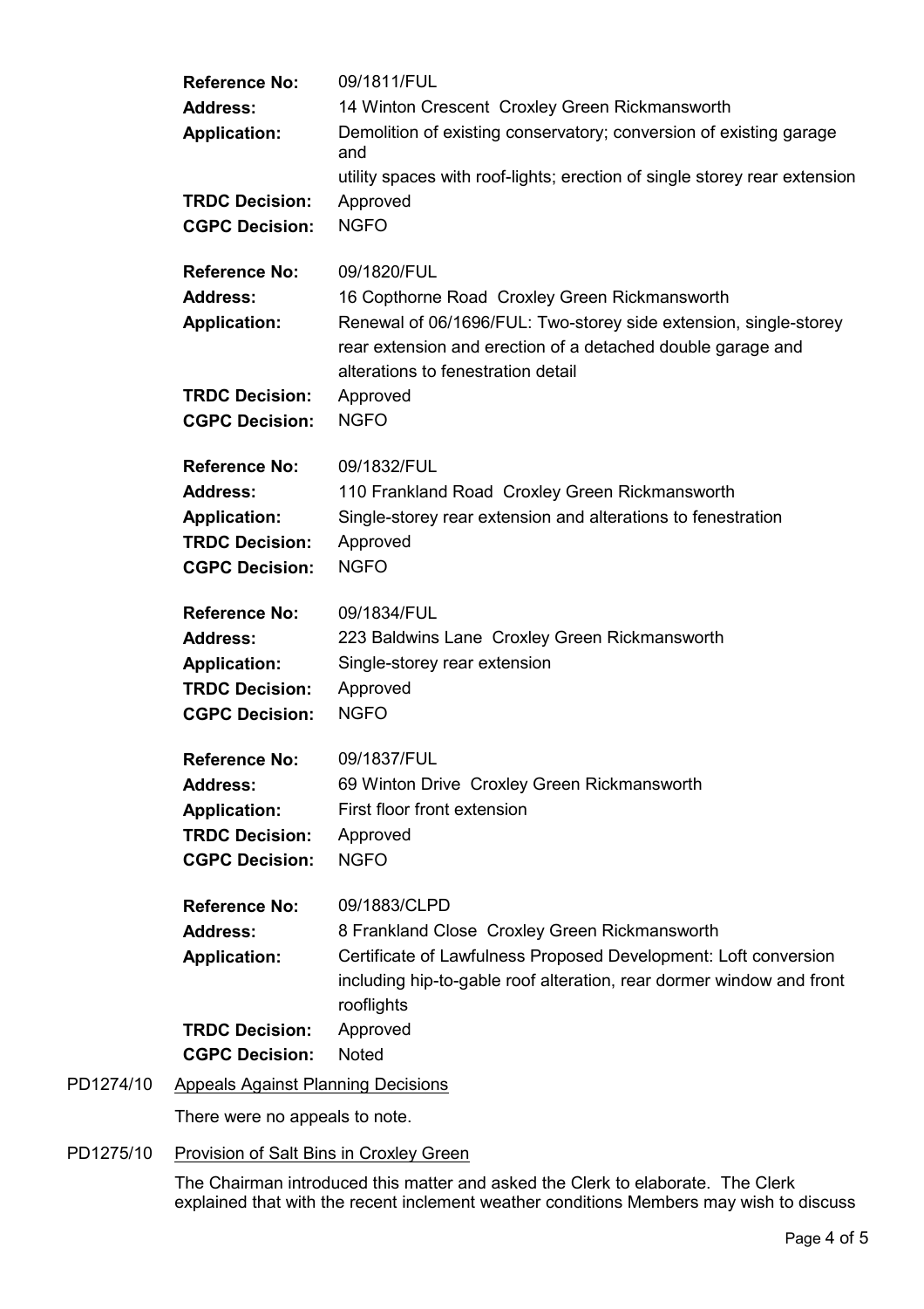**Reference No:** 09/1811/FUL
**Address:** 14 Winton Crescent Croxley Green Rickmansworth
**Application:** Demolition of existing conservatory; conversion of existing garage and
utility spaces with roof-lights; erection of single storey rear extension
**TRDC Decision:** Approved
**CGPC Decision:** NGFO

**Reference No:** 09/1820/FUL
**Address:** 16 Copthorne Road Croxley Green Rickmansworth
**Application:** Renewal of 06/1696/FUL: Two-storey side extension, single-storey rear extension and erection of a detached double garage and alterations to fenestration detail
**TRDC Decision:** Approved
**CGPC Decision:** NGFO

**Reference No:** 09/1832/FUL
**Address:** 110 Frankland Road Croxley Green Rickmansworth
**Application:** Single-storey rear extension and alterations to fenestration
**TRDC Decision:** Approved
**CGPC Decision:** NGFO

**Reference No:** 09/1834/FUL
**Address:** 223 Baldwins Lane Croxley Green Rickmansworth
**Application:** Single-storey rear extension
**TRDC Decision:** Approved
**CGPC Decision:** NGFO

**Reference No:** 09/1837/FUL
**Address:** 69 Winton Drive Croxley Green Rickmansworth
**Application:** First floor front extension
**TRDC Decision:** Approved
**CGPC Decision:** NGFO

**Reference No:** 09/1883/CLPD
**Address:** 8 Frankland Close Croxley Green Rickmansworth
**Application:** Certificate of Lawfulness Proposed Development: Loft conversion including hip-to-gable roof alteration, rear dormer window and front rooflights
**TRDC Decision:** Approved
**CGPC Decision:** Noted

PD1274/10 Appeals Against Planning Decisions

There were no appeals to note.

PD1275/10 Provision of Salt Bins in Croxley Green

The Chairman introduced this matter and asked the Clerk to elaborate. The Clerk explained that with the recent inclement weather conditions Members may wish to discuss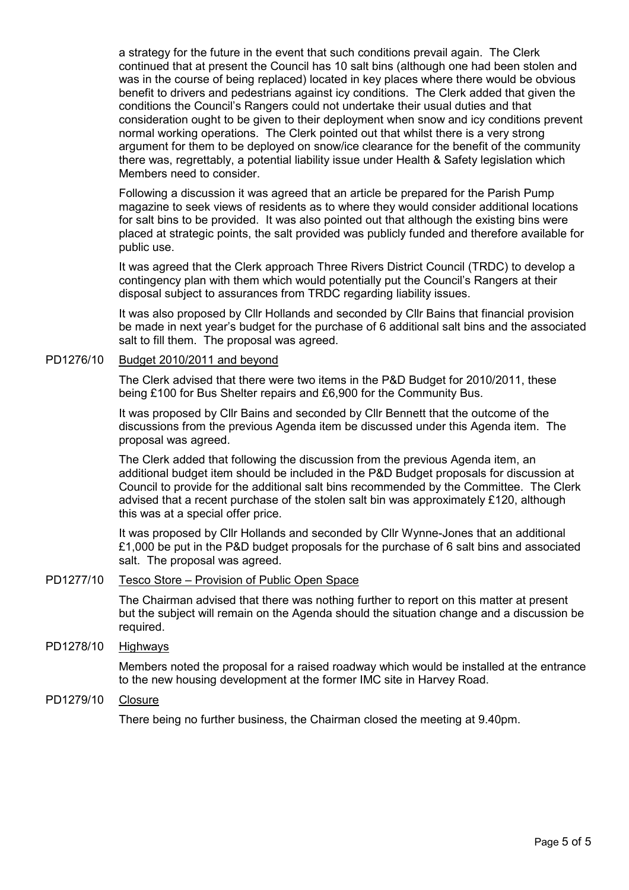a strategy for the future in the event that such conditions prevail again. The Clerk continued that at present the Council has 10 salt bins (although one had been stolen and was in the course of being replaced) located in key places where there would be obvious benefit to drivers and pedestrians against icy conditions. The Clerk added that given the conditions the Council's Rangers could not undertake their usual duties and that consideration ought to be given to their deployment when snow and icy conditions prevent normal working operations. The Clerk pointed out that whilst there is a very strong argument for them to be deployed on snow/ice clearance for the benefit of the community there was, regrettably, a potential liability issue under Health & Safety legislation which Members need to consider.

Following a discussion it was agreed that an article be prepared for the Parish Pump magazine to seek views of residents as to where they would consider additional locations for salt bins to be provided. It was also pointed out that although the existing bins were placed at strategic points, the salt provided was publicly funded and therefore available for public use.

It was agreed that the Clerk approach Three Rivers District Council (TRDC) to develop a contingency plan with them which would potentially put the Council's Rangers at their disposal subject to assurances from TRDC regarding liability issues.

It was also proposed by Cllr Hollands and seconded by Cllr Bains that financial provision be made in next year's budget for the purchase of 6 additional salt bins and the associated salt to fill them. The proposal was agreed.

PD1276/10 Budget 2010/2011 and beyond

The Clerk advised that there were two items in the P&D Budget for 2010/2011, these being £100 for Bus Shelter repairs and £6,900 for the Community Bus.

It was proposed by Cllr Bains and seconded by Cllr Bennett that the outcome of the discussions from the previous Agenda item be discussed under this Agenda item. The proposal was agreed.

The Clerk added that following the discussion from the previous Agenda item, an additional budget item should be included in the P&D Budget proposals for discussion at Council to provide for the additional salt bins recommended by the Committee. The Clerk advised that a recent purchase of the stolen salt bin was approximately £120, although this was at a special offer price.

It was proposed by Cllr Hollands and seconded by Cllr Wynne-Jones that an additional £1,000 be put in the P&D budget proposals for the purchase of 6 salt bins and associated salt. The proposal was agreed.

PD1277/10 Tesco Store – Provision of Public Open Space

The Chairman advised that there was nothing further to report on this matter at present but the subject will remain on the Agenda should the situation change and a discussion be required.

PD1278/10 Highways

Members noted the proposal for a raised roadway which would be installed at the entrance to the new housing development at the former IMC site in Harvey Road.

PD1279/10 Closure

There being no further business, the Chairman closed the meeting at 9.40pm.